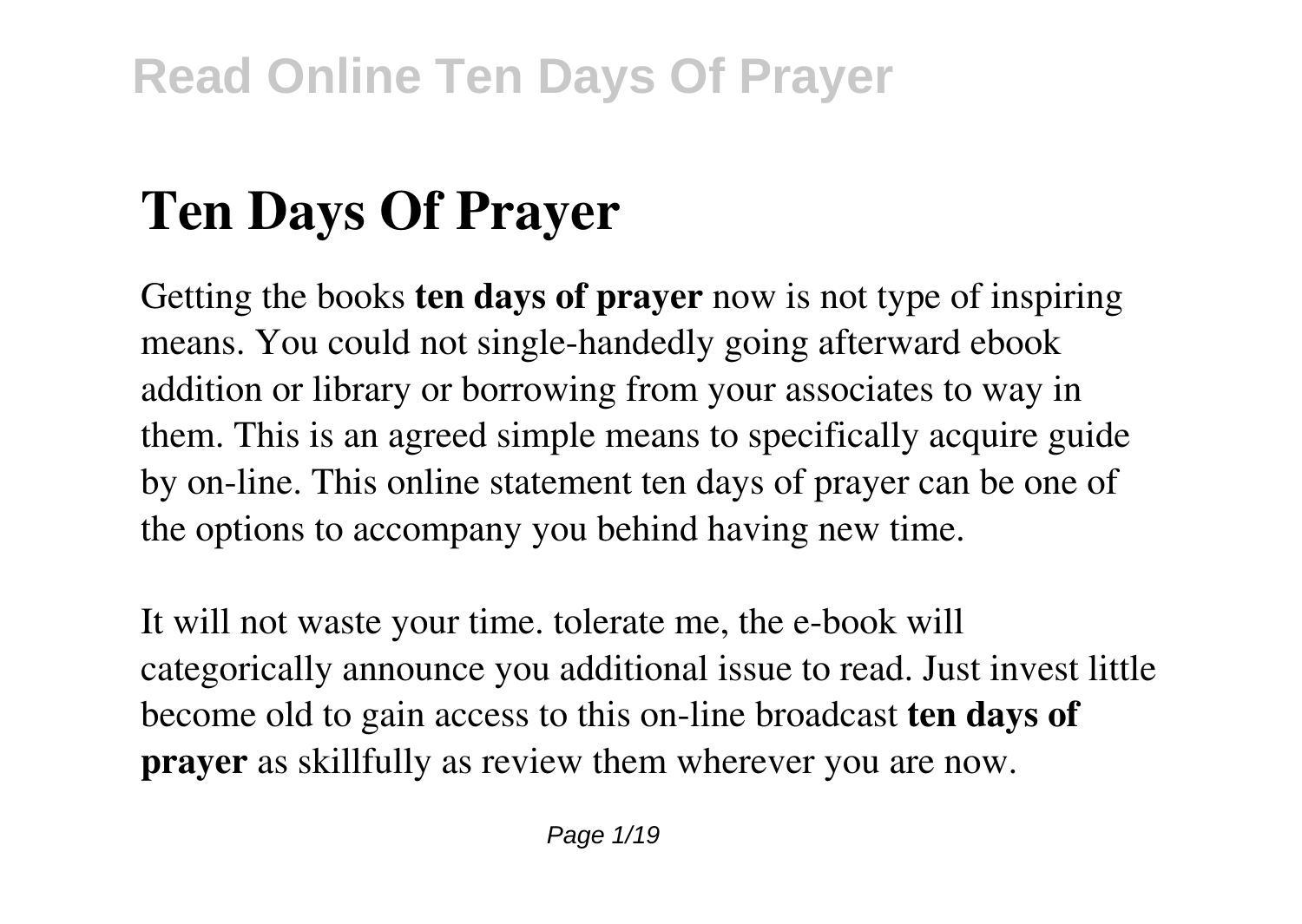# Ten Days Of Prayer

Getting the books **ten days of prayer** now is not type of inspiring means. You could not single-handedly going afterward ebook addition or library or borrowing from your associates to way in them. This is an agreed simple means to specifically acquire guide by on-line. This online statement ten days of prayer can be one of the options to accompany you behind having new time.

It will not waste your time. tolerate me, the e-book will categorically announce you additional issue to read. Just invest little become old to gain access to this on-line broadcast **ten days of prayer** as skillfully as review them wherever you are now.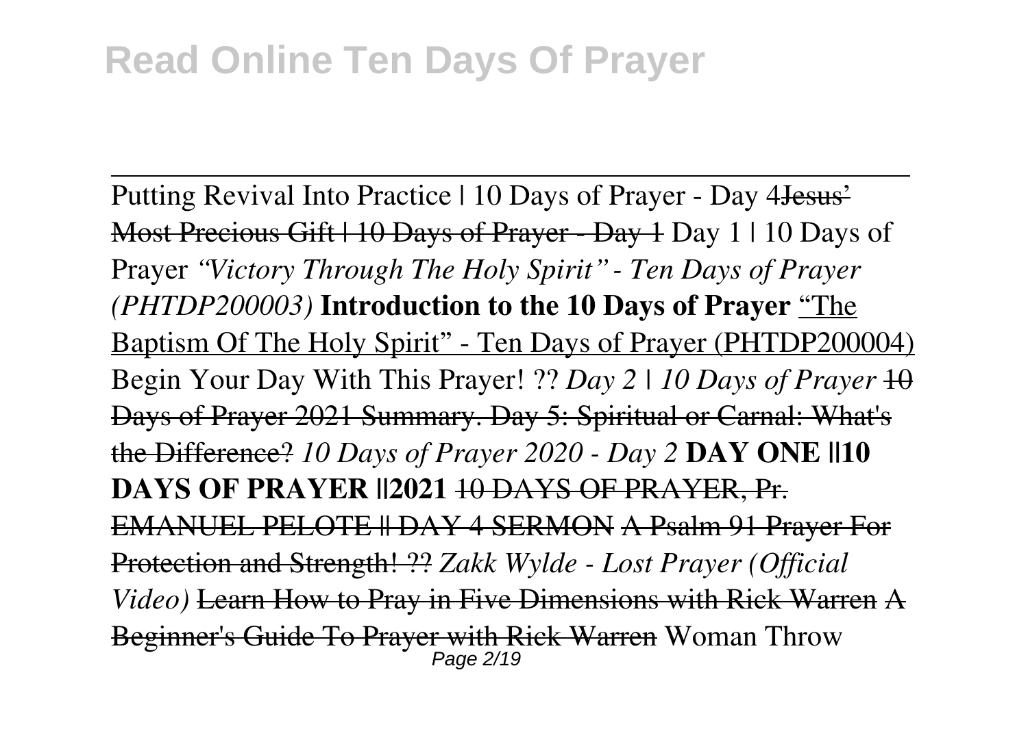Putting Revival Into Practice | 10 Days of Prayer - Day 4~~Jesus' Most Precious Gift | 10 Days of Prayer - Day 1~~ Day 1 | 10 Days of Prayer *"Victory Through The Holy Spirit" - Ten Days of Prayer (PHTDP200003)* **Introduction to the 10 Days of Prayer** "The Baptism Of The Holy Spirit" - Ten Days of Prayer (PHTDP200004) Begin Your Day With This Prayer! ?? *Day 2 | 10 Days of Prayer* ~~10 Days of Prayer 2021 Summary. Day 5: Spiritual or Carnal: What's the Difference?~~ *10 Days of Prayer 2020 - Day 2* **DAY ONE ||10 DAYS OF PRAYER ||2021** ~~10 DAYS OF PRAYER, Pr. EMANUEL PELOTE || DAY 4 SERMON~~ ~~A Psalm 91 Prayer For Protection and Strength! ??~~ *Zakk Wylde - Lost Prayer (Official Video)* ~~Learn How to Pray in Five Dimensions with Rick Warren~~ ~~A Beginner's Guide To Prayer with Rick Warren~~ Woman Throw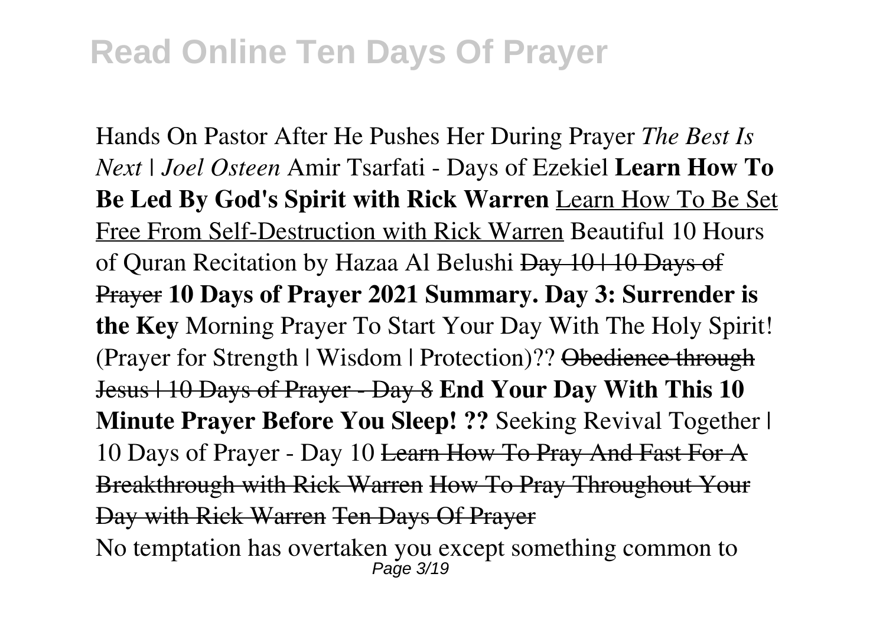Hands On Pastor After He Pushes Her During Prayer *The Best Is Next | Joel Osteen* Amir Tsarfati - Days of Ezekiel **Learn How To Be Led By God's Spirit with Rick Warren** Learn How To Be Set Free From Self-Destruction with Rick Warren Beautiful 10 Hours of Quran Recitation by Hazaa Al Belushi ~~Day 10 | 10 Days of Prayer~~ **10 Days of Prayer 2021 Summary. Day 3: Surrender is the Key** Morning Prayer To Start Your Day With The Holy Spirit! (Prayer for Strength | Wisdom | Protection)?? ~~Obedience through Jesus | 10 Days of Prayer - Day 8~~ **End Your Day With This 10 Minute Prayer Before You Sleep! ??** Seeking Revival Together | 10 Days of Prayer - Day 10 ~~Learn How To Pray And Fast For A Breakthrough with Rick Warren~~ ~~How To Pray Throughout Your Day with Rick Warren~~ ~~Ten Days Of Prayer~~

No temptation has overtaken you except something common to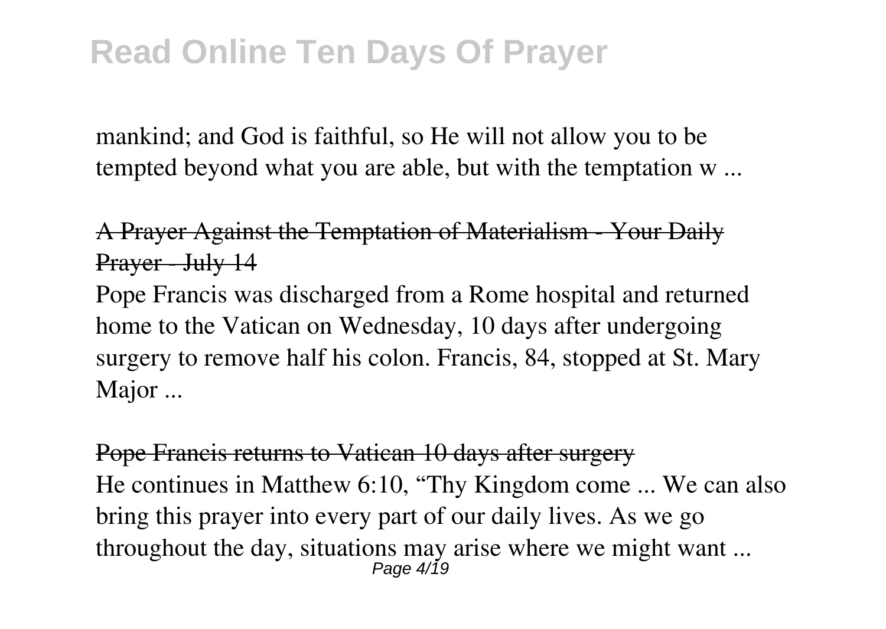mankind; and God is faithful, so He will not allow you to be tempted beyond what you are able, but with the temptation w ...

## A Prayer Against the Temptation of Materialism - Your Daily Prayer - July 14

Pope Francis was discharged from a Rome hospital and returned home to the Vatican on Wednesday, 10 days after undergoing surgery to remove half his colon. Francis, 84, stopped at St. Mary Major ...

## Pope Francis returns to Vatican 10 days after surgery

He continues in Matthew 6:10, "Thy Kingdom come ... We can also bring this prayer into every part of our daily lives. As we go throughout the day, situations may arise where we might want ...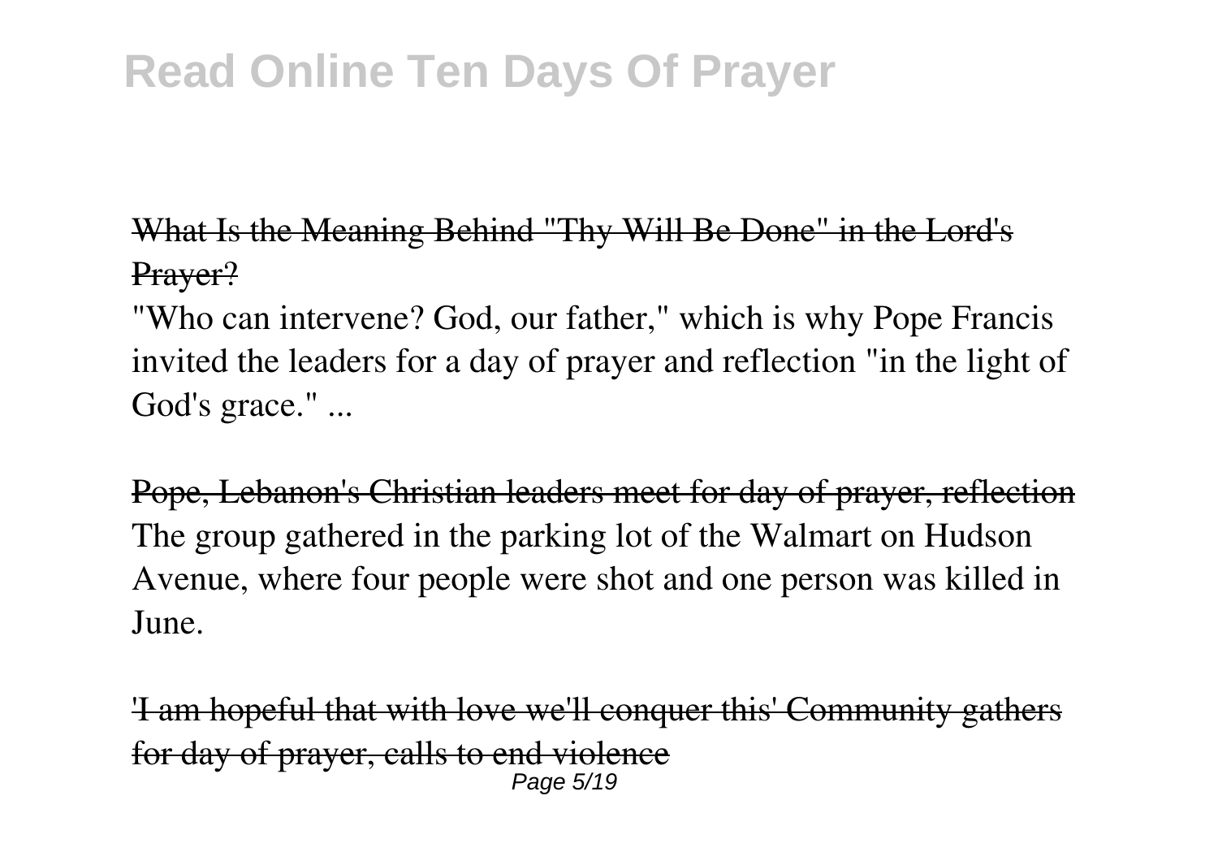What Is the Meaning Behind "Thy Will Be Done" in the Lord's Prayer?

"Who can intervene? God, our father," which is why Pope Francis invited the leaders for a day of prayer and reflection "in the light of God's grace." ...

Pope, Lebanon's Christian leaders meet for day of prayer, reflection

The group gathered in the parking lot of the Walmart on Hudson Avenue, where four people were shot and one person was killed in June.

'I am hopeful that with love we'll conquer this' Community gathers for day of prayer, calls to end violence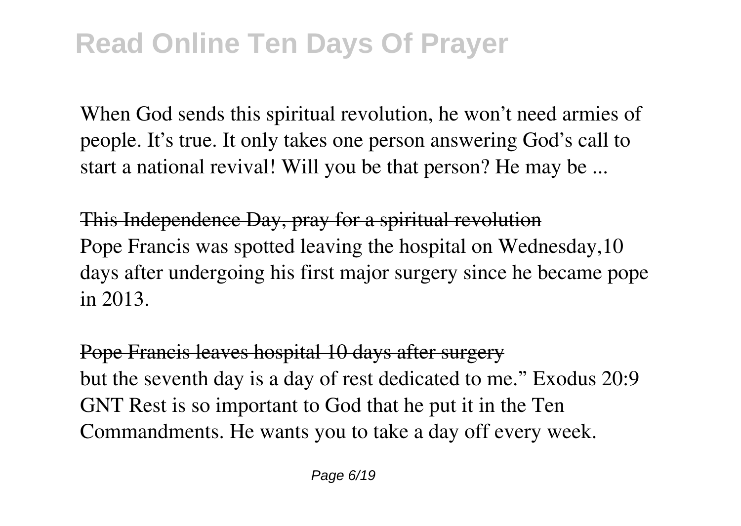When God sends this spiritual revolution, he won't need armies of people. It's true. It only takes one person answering God's call to start a national revival! Will you be that person? He may be ...

This Independence Day, pray for a spiritual revolution

Pope Francis was spotted leaving the hospital on Wednesday,10 days after undergoing his first major surgery since he became pope in 2013.

Pope Francis leaves hospital 10 days after surgery

but the seventh day is a day of rest dedicated to me." Exodus 20:9 GNT Rest is so important to God that he put it in the Ten Commandments. He wants you to take a day off every week.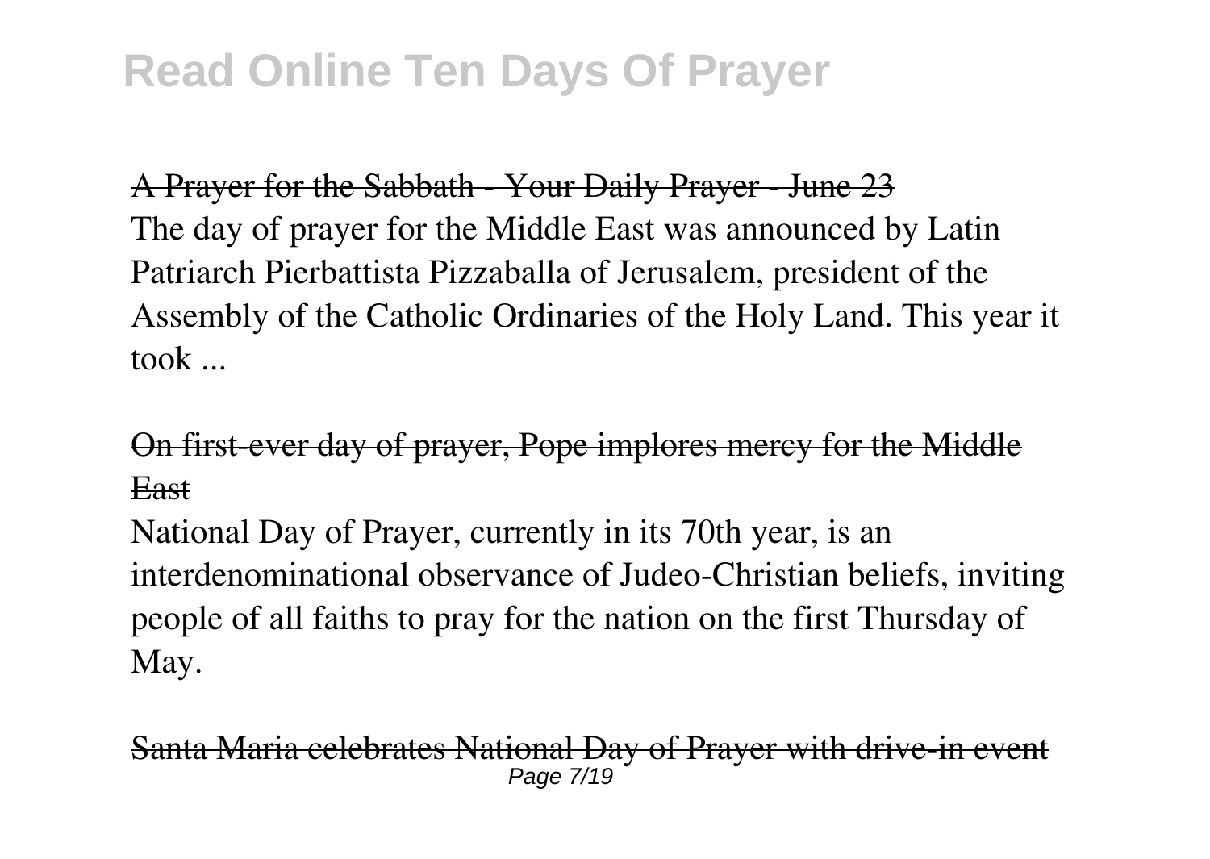A Prayer for the Sabbath - Your Daily Prayer - June 23

The day of prayer for the Middle East was announced by Latin Patriarch Pierbattista Pizzaballa of Jerusalem, president of the Assembly of the Catholic Ordinaries of the Holy Land. This year it took ...

On first-ever day of prayer, Pope implores mercy for the Middle East

National Day of Prayer, currently in its 70th year, is an interdenominational observance of Judeo-Christian beliefs, inviting people of all faiths to pray for the nation on the first Thursday of May.

Santa Maria celebrates National Day of Prayer with drive-in event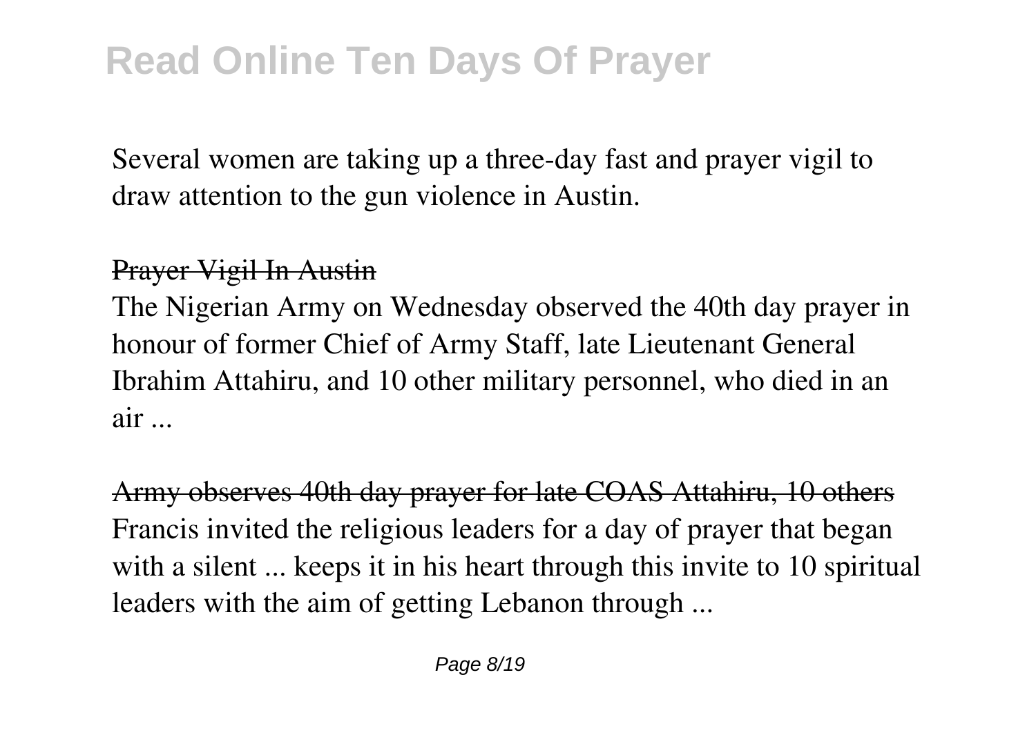Several women are taking up a three-day fast and prayer vigil to draw attention to the gun violence in Austin.

Prayer Vigil In Austin

The Nigerian Army on Wednesday observed the 40th day prayer in honour of former Chief of Army Staff, late Lieutenant General Ibrahim Attahiru, and 10 other military personnel, who died in an air ...

Army observes 40th day prayer for late COAS Attahiru, 10 others

Francis invited the religious leaders for a day of prayer that began with a silent ... keeps it in his heart through this invite to 10 spiritual leaders with the aim of getting Lebanon through ...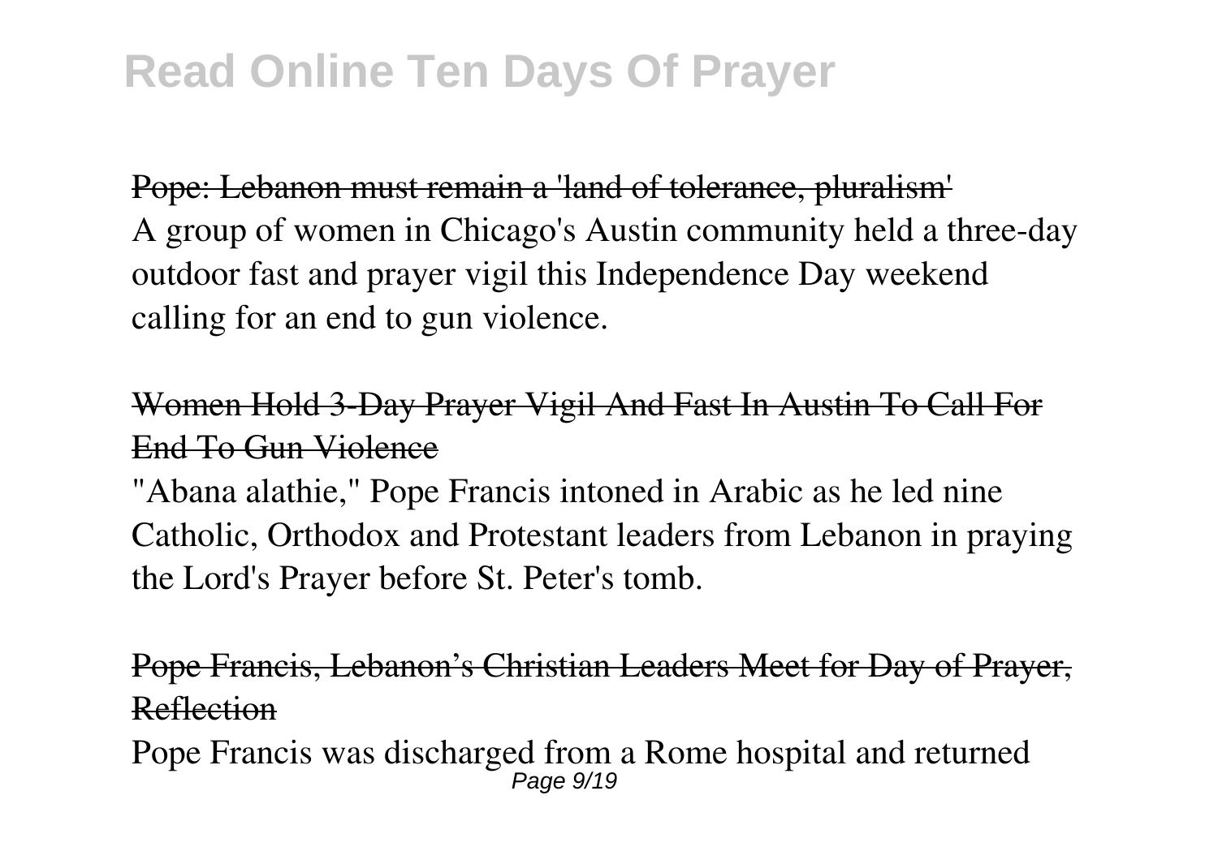Pope: Lebanon must remain a 'land of tolerance, pluralism'

A group of women in Chicago's Austin community held a three-day outdoor fast and prayer vigil this Independence Day weekend calling for an end to gun violence.

Women Hold 3-Day Prayer Vigil And Fast In Austin To Call For End To Gun Violence

"Abana alathie," Pope Francis intoned in Arabic as he led nine Catholic, Orthodox and Protestant leaders from Lebanon in praying the Lord's Prayer before St. Peter's tomb.

Pope Francis, Lebanon's Christian Leaders Meet for Day of Prayer, Reflection

Pope Francis was discharged from a Rome hospital and returned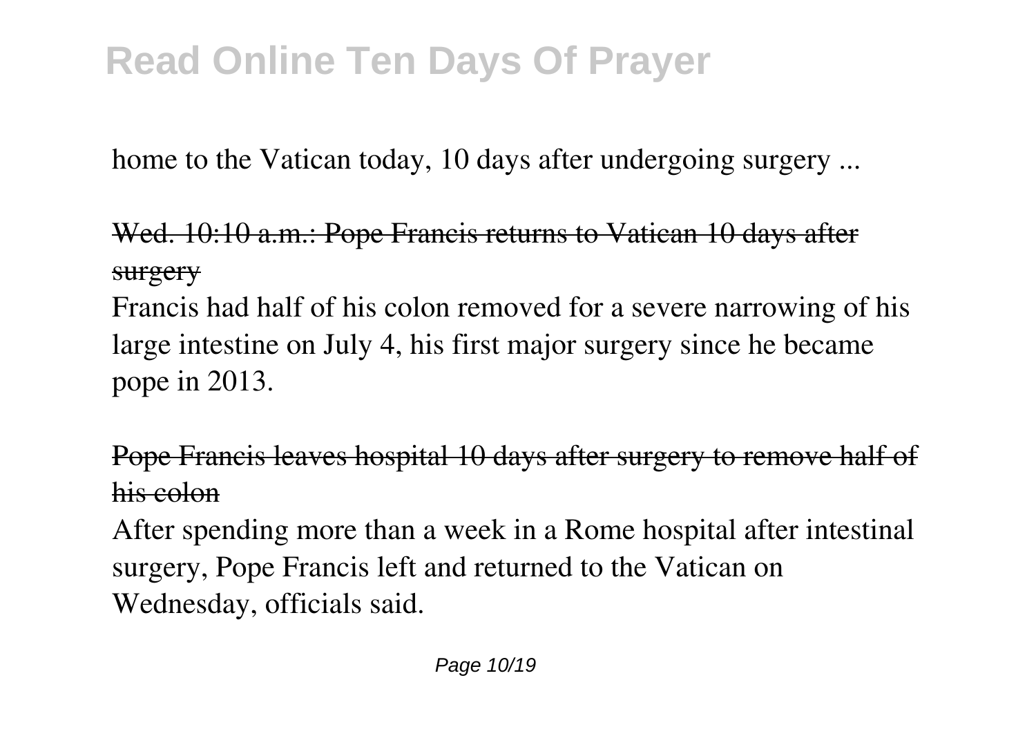home to the Vatican today, 10 days after undergoing surgery ...

Wed. 10:10 a.m.: Pope Francis returns to Vatican 10 days after surgery

Francis had half of his colon removed for a severe narrowing of his large intestine on July 4, his first major surgery since he became pope in 2013.

Pope Francis leaves hospital 10 days after surgery to remove half of his colon

After spending more than a week in a Rome hospital after intestinal surgery, Pope Francis left and returned to the Vatican on Wednesday, officials said.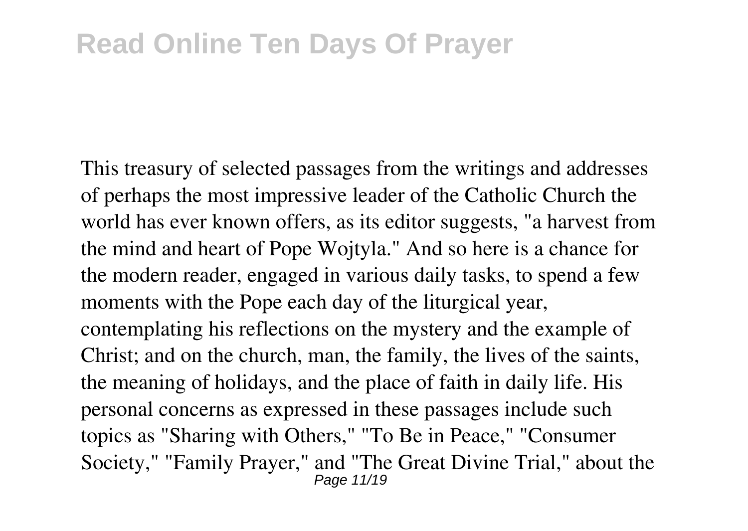This treasury of selected passages from the writings and addresses of perhaps the most impressive leader of the Catholic Church the world has ever known offers, as its editor suggests, "a harvest from the mind and heart of Pope Wojtyla." And so here is a chance for the modern reader, engaged in various daily tasks, to spend a few moments with the Pope each day of the liturgical year, contemplating his reflections on the mystery and the example of Christ; and on the church, man, the family, the lives of the saints, the meaning of holidays, and the place of faith in daily life. His personal concerns as expressed in these passages include such topics as "Sharing with Others," "To Be in Peace," "Consumer Society," "Family Prayer," and "The Great Divine Trial," about the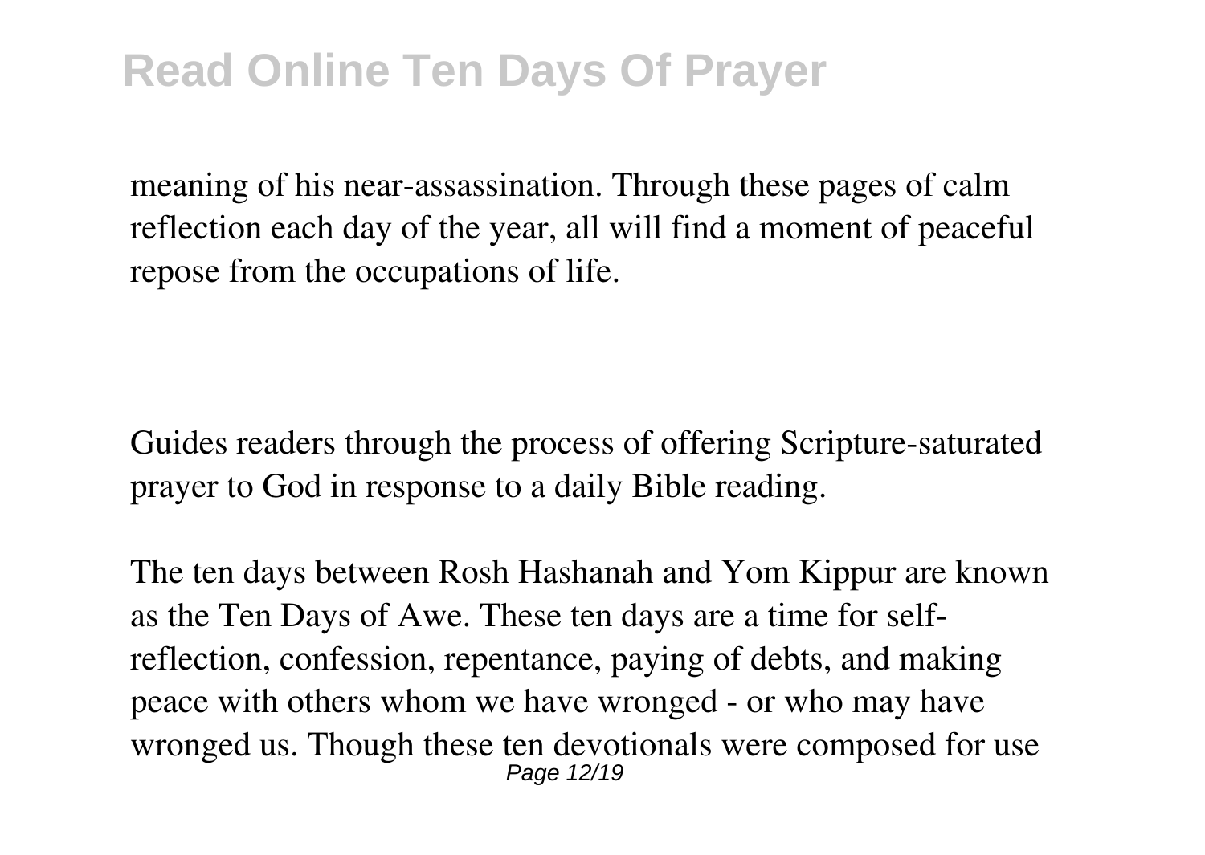meaning of his near-assassination. Through these pages of calm reflection each day of the year, all will find a moment of peaceful repose from the occupations of life.

Guides readers through the process of offering Scripture-saturated prayer to God in response to a daily Bible reading.

The ten days between Rosh Hashanah and Yom Kippur are known as the Ten Days of Awe. These ten days are a time for self-reflection, confession, repentance, paying of debts, and making peace with others whom we have wronged - or who may have wronged us. Though these ten devotionals were composed for use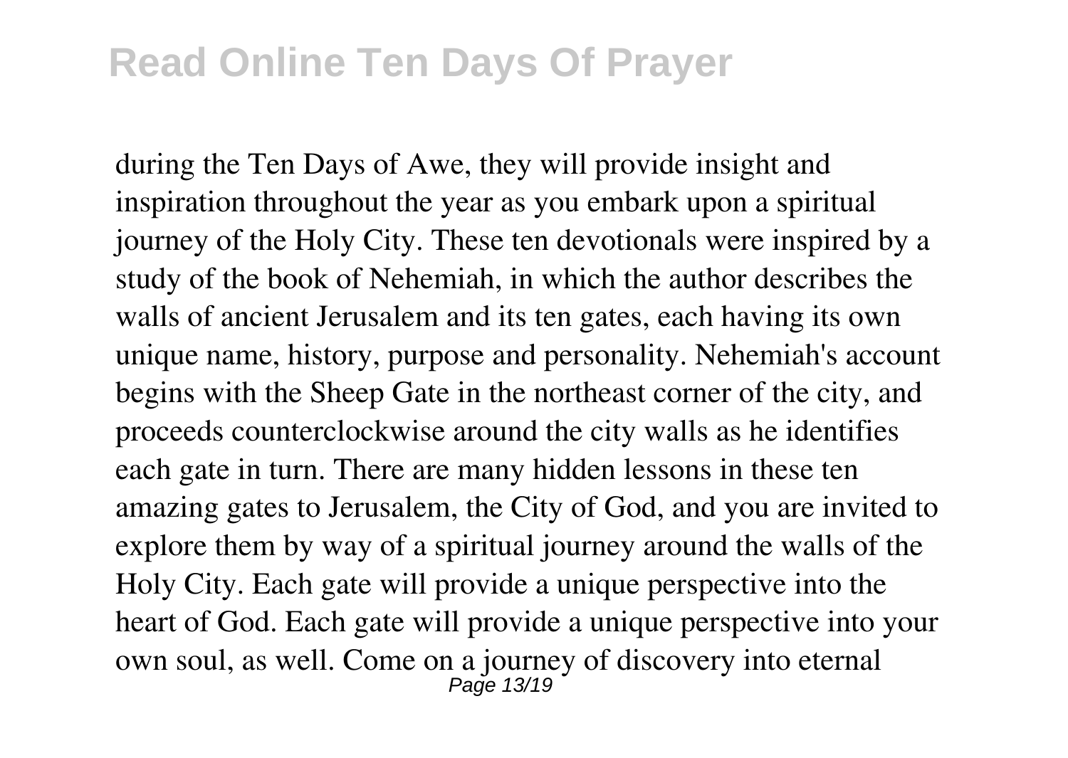during the Ten Days of Awe, they will provide insight and inspiration throughout the year as you embark upon a spiritual journey of the Holy City. These ten devotionals were inspired by a study of the book of Nehemiah, in which the author describes the walls of ancient Jerusalem and its ten gates, each having its own unique name, history, purpose and personality. Nehemiah's account begins with the Sheep Gate in the northeast corner of the city, and proceeds counterclockwise around the city walls as he identifies each gate in turn. There are many hidden lessons in these ten amazing gates to Jerusalem, the City of God, and you are invited to explore them by way of a spiritual journey around the walls of the Holy City. Each gate will provide a unique perspective into the heart of God. Each gate will provide a unique perspective into your own soul, as well. Come on a journey of discovery into eternal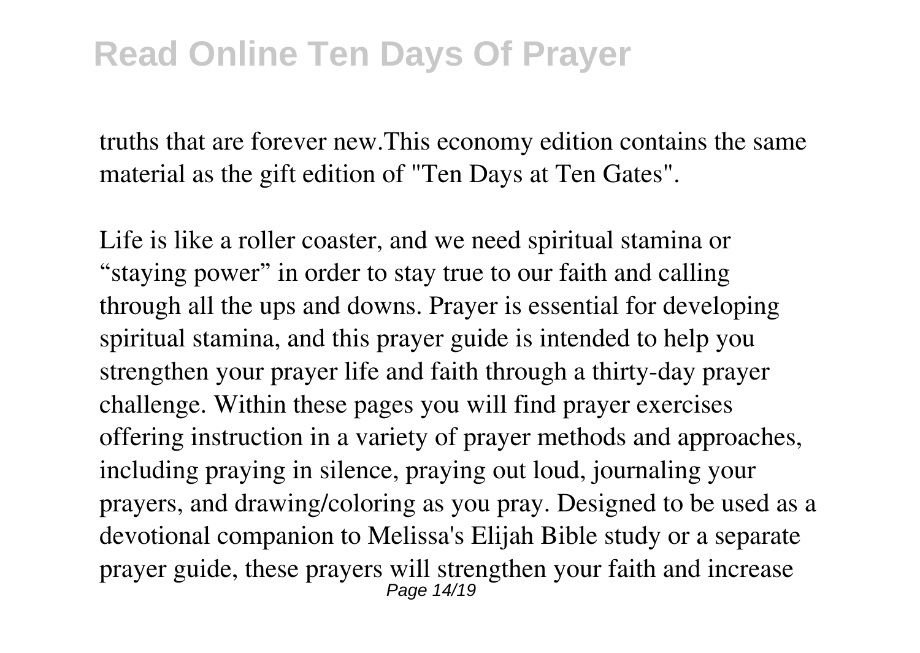truths that are forever new.This economy edition contains the same material as the gift edition of "Ten Days at Ten Gates".

Life is like a roller coaster, and we need spiritual stamina or "staying power" in order to stay true to our faith and calling through all the ups and downs. Prayer is essential for developing spiritual stamina, and this prayer guide is intended to help you strengthen your prayer life and faith through a thirty-day prayer challenge. Within these pages you will find prayer exercises offering instruction in a variety of prayer methods and approaches, including praying in silence, praying out loud, journaling your prayers, and drawing/coloring as you pray. Designed to be used as a devotional companion to Melissa's Elijah Bible study or a separate prayer guide, these prayers will strengthen your faith and increase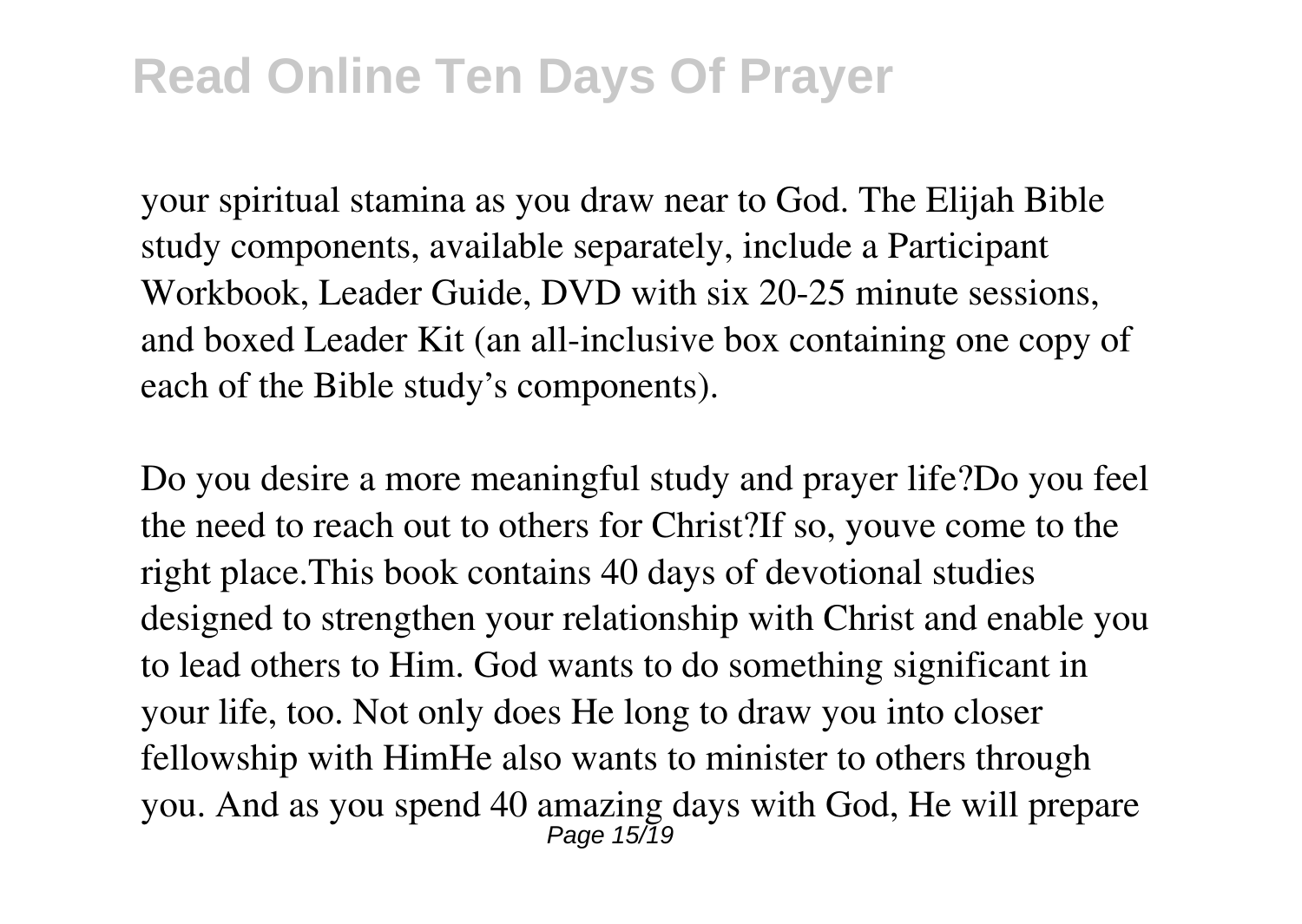your spiritual stamina as you draw near to God. The Elijah Bible study components, available separately, include a Participant Workbook, Leader Guide, DVD with six 20-25 minute sessions, and boxed Leader Kit (an all-inclusive box containing one copy of each of the Bible study's components).

Do you desire a more meaningful study and prayer life?Do you feel the need to reach out to others for Christ?If so, youve come to the right place.This book contains 40 days of devotional studies designed to strengthen your relationship with Christ and enable you to lead others to Him. God wants to do something significant in your life, too. Not only does He long to draw you into closer fellowship with HimHe also wants to minister to others through you. And as you spend 40 amazing days with God, He will prepare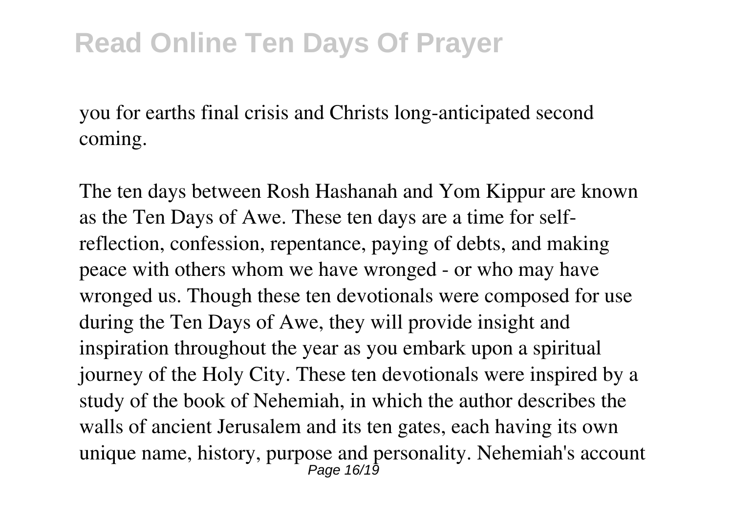you for earths final crisis and Christs long-anticipated second coming.

The ten days between Rosh Hashanah and Yom Kippur are known as the Ten Days of Awe. These ten days are a time for self-reflection, confession, repentance, paying of debts, and making peace with others whom we have wronged - or who may have wronged us. Though these ten devotionals were composed for use during the Ten Days of Awe, they will provide insight and inspiration throughout the year as you embark upon a spiritual journey of the Holy City. These ten devotionals were inspired by a study of the book of Nehemiah, in which the author describes the walls of ancient Jerusalem and its ten gates, each having its own unique name, history, purpose and personality. Nehemiah's account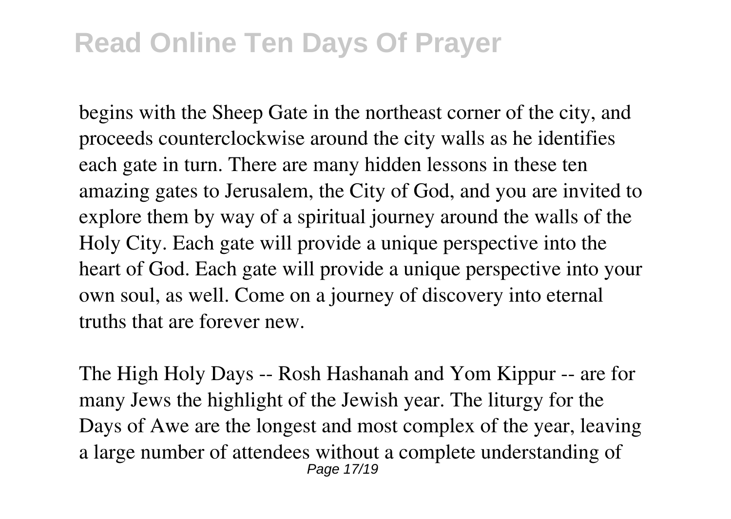begins with the Sheep Gate in the northeast corner of the city, and proceeds counterclockwise around the city walls as he identifies each gate in turn. There are many hidden lessons in these ten amazing gates to Jerusalem, the City of God, and you are invited to explore them by way of a spiritual journey around the walls of the Holy City. Each gate will provide a unique perspective into the heart of God. Each gate will provide a unique perspective into your own soul, as well. Come on a journey of discovery into eternal truths that are forever new.

The High Holy Days -- Rosh Hashanah and Yom Kippur -- are for many Jews the highlight of the Jewish year. The liturgy for the Days of Awe are the longest and most complex of the year, leaving a large number of attendees without a complete understanding of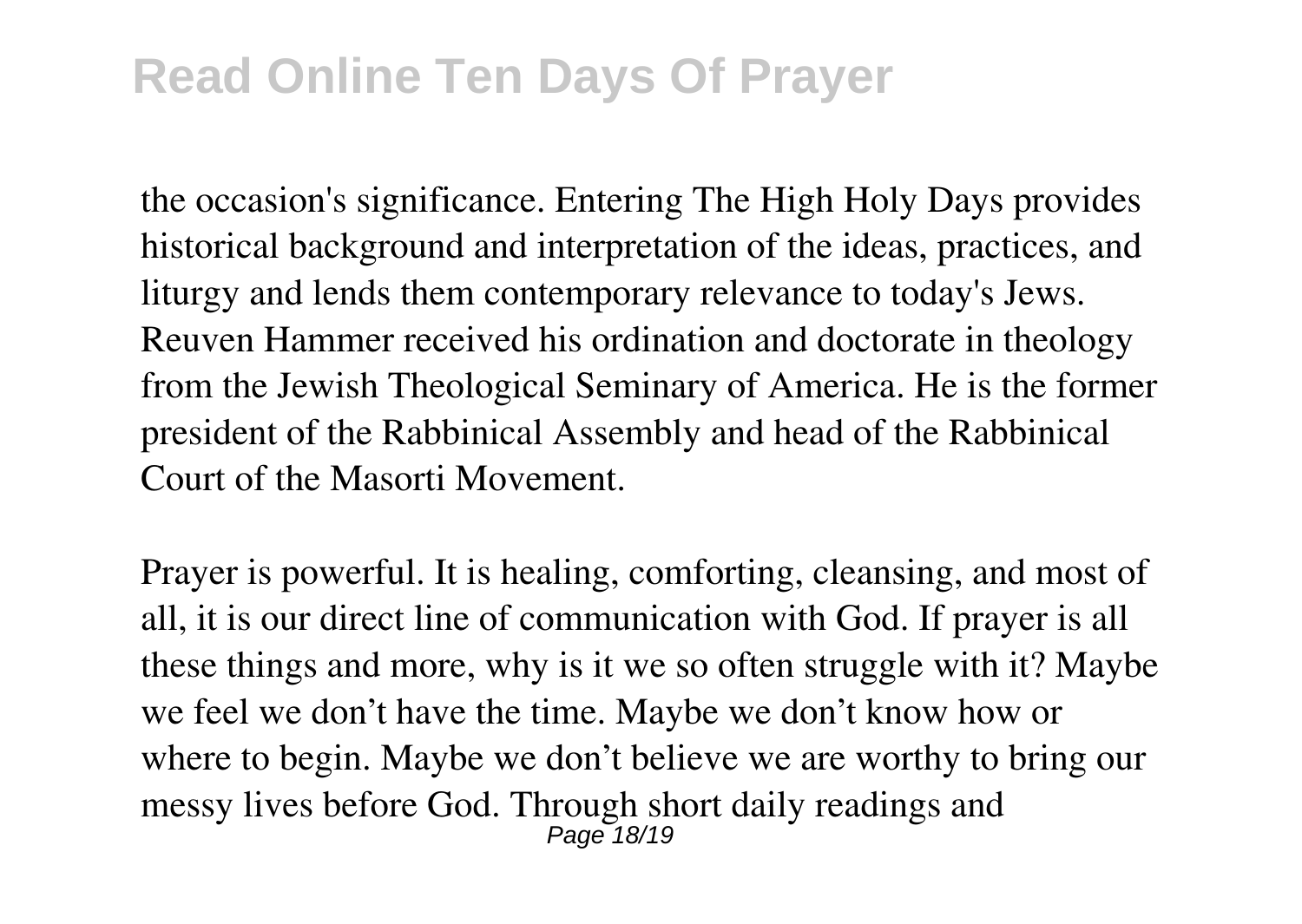the occasion's significance. Entering The High Holy Days provides historical background and interpretation of the ideas, practices, and liturgy and lends them contemporary relevance to today's Jews. Reuven Hammer received his ordination and doctorate in theology from the Jewish Theological Seminary of America. He is the former president of the Rabbinical Assembly and head of the Rabbinical Court of the Masorti Movement.

Prayer is powerful. It is healing, comforting, cleansing, and most of all, it is our direct line of communication with God. If prayer is all these things and more, why is it we so often struggle with it? Maybe we feel we don't have the time. Maybe we don't know how or where to begin. Maybe we don't believe we are worthy to bring our messy lives before God. Through short daily readings and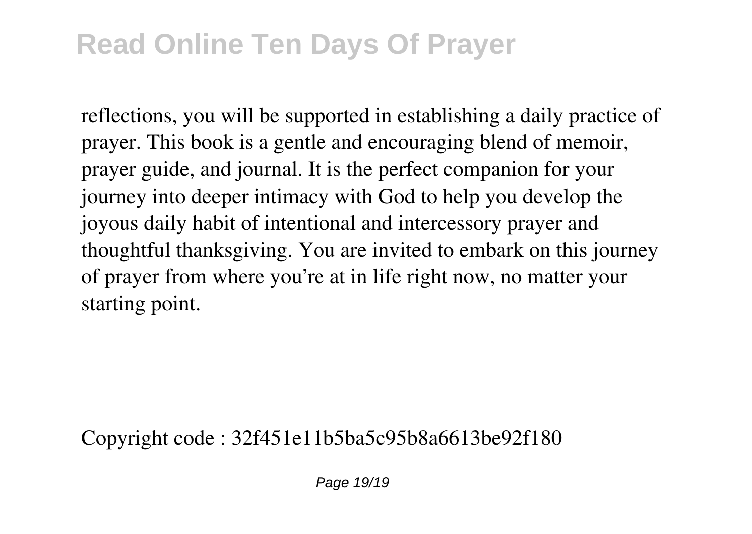reflections, you will be supported in establishing a daily practice of prayer. This book is a gentle and encouraging blend of memoir, prayer guide, and journal. It is the perfect companion for your journey into deeper intimacy with God to help you develop the joyous daily habit of intentional and intercessory prayer and thoughtful thanksgiving. You are invited to embark on this journey of prayer from where you're at in life right now, no matter your starting point.

Copyright code : 32f451e11b5ba5c95b8a6613be92f180